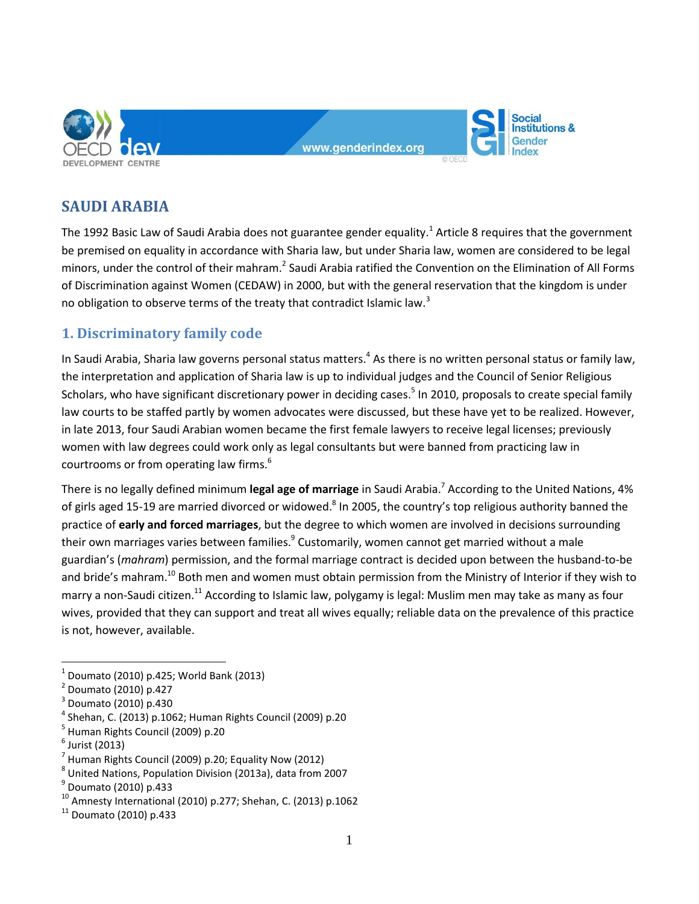# SAUDI ARABIA

The 1992 Basic Law of Saudi Arabia does not guarantee gender equality.[1] Article 8 requires that the government be premised on equality in accordance with Sharia law, but under Sharia law, women are considered to be legal minors, under the control of their mahram.[2] Saudi Arabia ratified the Convention on the Elimination of All Forms of Discrimination against Women (CEDAW) in 2000, but with the general reservation that the kingdom is under no obligation to observe terms of the treaty that contradict Islamic law.[3]

## 1. Discriminatory family code

In Saudi Arabia, Sharia law governs personal status matters.[4] As there is no written personal status or family law, the interpretation and application of Sharia law is up to individual judges and the Council of Senior Religious Scholars, who have significant discretionary power in deciding cases.[5] In 2010, proposals to create special family law courts to be staffed partly by women advocates were discussed, but these have yet to be realized. However, in late 2013, four Saudi Arabian women became the first female lawyers to receive legal licenses; previously women with law degrees could work only as legal consultants but were banned from practicing law in courtrooms or from operating law firms.[6]

There is no legally defined minimum **legal age of marriage** in Saudi Arabia.[7] According to the United Nations, 4% of girls aged 15-19 are married divorced or widowed.[8] In 2005, the country's top religious authority banned the practice of **early and forced marriages**, but the degree to which women are involved in decisions surrounding their own marriages varies between families.[9] Customarily, women cannot get married without a male guardian's (*mahram*) permission, and the formal marriage contract is decided upon between the husband-to-be and bride's mahram.[10] Both men and women must obtain permission from the Ministry of Interior if they wish to marry a non-Saudi citizen.[11] According to Islamic law, polygamy is legal: Muslim men may take as many as four wives, provided that they can support and treat all wives equally; reliable data on the prevalence of this practice is not, however, available.

---

[1] Doumato (2010) p.425; World Bank (2013)
[2] Doumato (2010) p.427
[3] Doumato (2010) p.430
[4] Shehan, C. (2013) p.1062; Human Rights Council (2009) p.20
[5] Human Rights Council (2009) p.20
[6] Jurist (2013)
[7] Human Rights Council (2009) p.20; Equality Now (2012)
[8] United Nations, Population Division (2013a), data from 2007
[9] Doumato (2010) p.433
[10] Amnesty International (2010) p.277; Shehan, C. (2013) p.1062
[11] Doumato (2010) p.433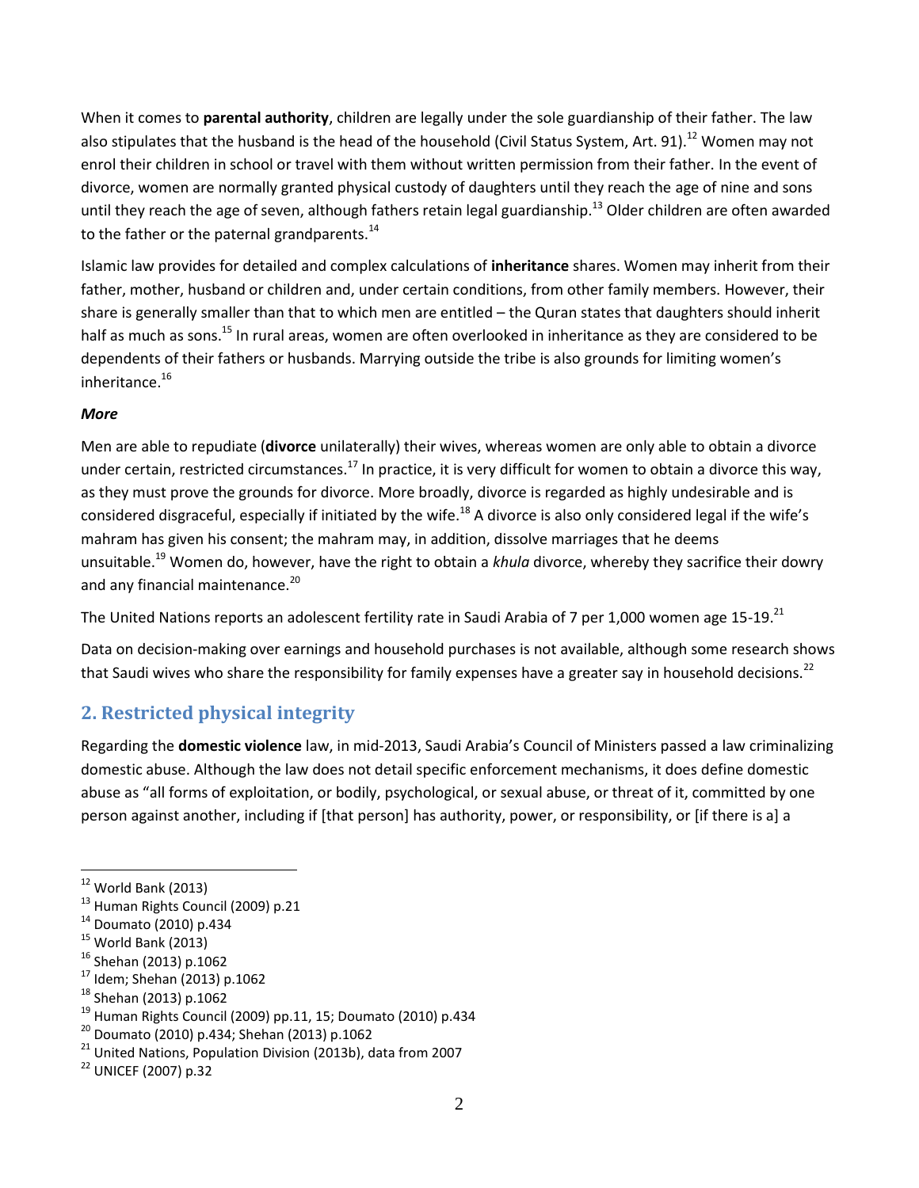When it comes to **parental authority**, children are legally under the sole guardianship of their father. The law also stipulates that the husband is the head of the household (Civil Status System, Art. 91).[12] Women may not enrol their children in school or travel with them without written permission from their father. In the event of divorce, women are normally granted physical custody of daughters until they reach the age of nine and sons until they reach the age of seven, although fathers retain legal guardianship.[13] Older children are often awarded to the father or the paternal grandparents.[14]

Islamic law provides for detailed and complex calculations of **inheritance** shares. Women may inherit from their father, mother, husband or children and, under certain conditions, from other family members. However, their share is generally smaller than that to which men are entitled – the Quran states that daughters should inherit half as much as sons.[15] In rural areas, women are often overlooked in inheritance as they are considered to be dependents of their fathers or husbands. Marrying outside the tribe is also grounds for limiting women's inheritance.[16]

***More***

Men are able to repudiate (**divorce** unilaterally) their wives, whereas women are only able to obtain a divorce under certain, restricted circumstances.[17] In practice, it is very difficult for women to obtain a divorce this way, as they must prove the grounds for divorce. More broadly, divorce is regarded as highly undesirable and is considered disgraceful, especially if initiated by the wife.[18] A divorce is also only considered legal if the wife's mahram has given his consent; the mahram may, in addition, dissolve marriages that he deems unsuitable.[19] Women do, however, have the right to obtain a *khula* divorce, whereby they sacrifice their dowry and any financial maintenance.[20]

The United Nations reports an adolescent fertility rate in Saudi Arabia of 7 per 1,000 women age 15-19.[21]

Data on decision-making over earnings and household purchases is not available, although some research shows that Saudi wives who share the responsibility for family expenses have a greater say in household decisions.[22]

## 2. Restricted physical integrity

Regarding the **domestic violence** law, in mid-2013, Saudi Arabia's Council of Ministers passed a law criminalizing domestic abuse. Although the law does not detail specific enforcement mechanisms, it does define domestic abuse as "all forms of exploitation, or bodily, psychological, or sexual abuse, or threat of it, committed by one person against another, including if [that person] has authority, power, or responsibility, or [if there is a] a

---

[12] World Bank (2013)
[13] Human Rights Council (2009) p.21
[14] Doumato (2010) p.434
[15] World Bank (2013)
[16] Shehan (2013) p.1062
[17] Idem; Shehan (2013) p.1062
[18] Shehan (2013) p.1062
[19] Human Rights Council (2009) pp.11, 15; Doumato (2010) p.434
[20] Doumato (2010) p.434; Shehan (2013) p.1062
[21] United Nations, Population Division (2013b), data from 2007
[22] UNICEF (2007) p.32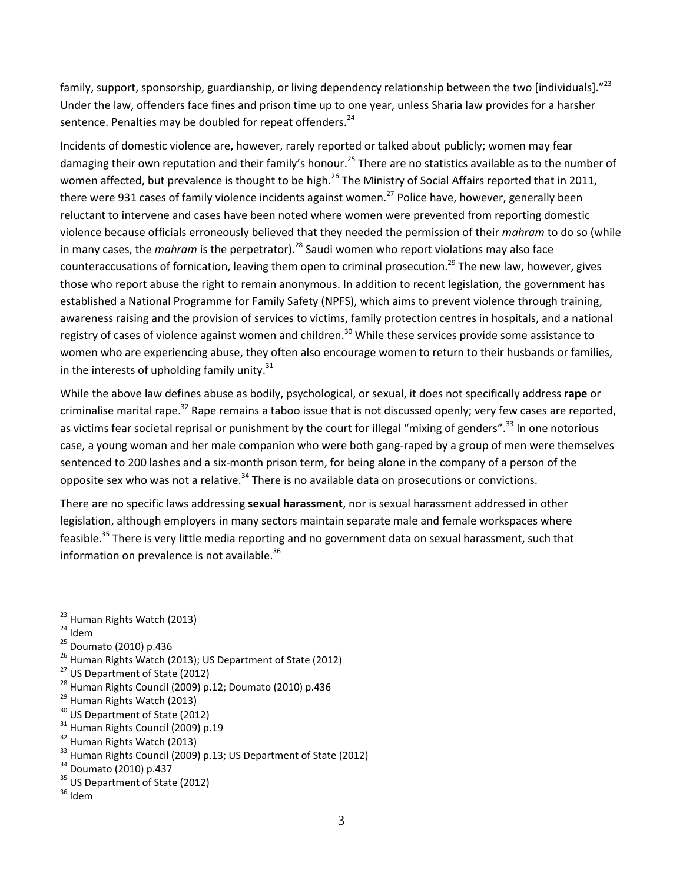family, support, sponsorship, guardianship, or living dependency relationship between the two [individuals]."[23] Under the law, offenders face fines and prison time up to one year, unless Sharia law provides for a harsher sentence. Penalties may be doubled for repeat offenders.[24]

Incidents of domestic violence are, however, rarely reported or talked about publicly; women may fear damaging their own reputation and their family's honour.[25] There are no statistics available as to the number of women affected, but prevalence is thought to be high.[26] The Ministry of Social Affairs reported that in 2011, there were 931 cases of family violence incidents against women.[27] Police have, however, generally been reluctant to intervene and cases have been noted where women were prevented from reporting domestic violence because officials erroneously believed that they needed the permission of their *mahram* to do so (while in many cases, the *mahram* is the perpetrator).[28] Saudi women who report violations may also face counteraccusations of fornication, leaving them open to criminal prosecution.[29] The new law, however, gives those who report abuse the right to remain anonymous. In addition to recent legislation, the government has established a National Programme for Family Safety (NPFS), which aims to prevent violence through training, awareness raising and the provision of services to victims, family protection centres in hospitals, and a national registry of cases of violence against women and children.[30] While these services provide some assistance to women who are experiencing abuse, they often also encourage women to return to their husbands or families, in the interests of upholding family unity.[31]

While the above law defines abuse as bodily, psychological, or sexual, it does not specifically address **rape** or criminalise marital rape.[32] Rape remains a taboo issue that is not discussed openly; very few cases are reported, as victims fear societal reprisal or punishment by the court for illegal "mixing of genders".[33] In one notorious case, a young woman and her male companion who were both gang-raped by a group of men were themselves sentenced to 200 lashes and a six-month prison term, for being alone in the company of a person of the opposite sex who was not a relative.[34] There is no available data on prosecutions or convictions.

There are no specific laws addressing **sexual harassment**, nor is sexual harassment addressed in other legislation, although employers in many sectors maintain separate male and female workspaces where feasible.[35] There is very little media reporting and no government data on sexual harassment, such that information on prevalence is not available.[36]

---

[23] Human Rights Watch (2013)
[24] Idem
[25] Doumato (2010) p.436
[26] Human Rights Watch (2013); US Department of State (2012)
[27] US Department of State (2012)
[28] Human Rights Council (2009) p.12; Doumato (2010) p.436
[29] Human Rights Watch (2013)
[30] US Department of State (2012)
[31] Human Rights Council (2009) p.19
[32] Human Rights Watch (2013)
[33] Human Rights Council (2009) p.13; US Department of State (2012)
[34] Doumato (2010) p.437
[35] US Department of State (2012)
[36] Idem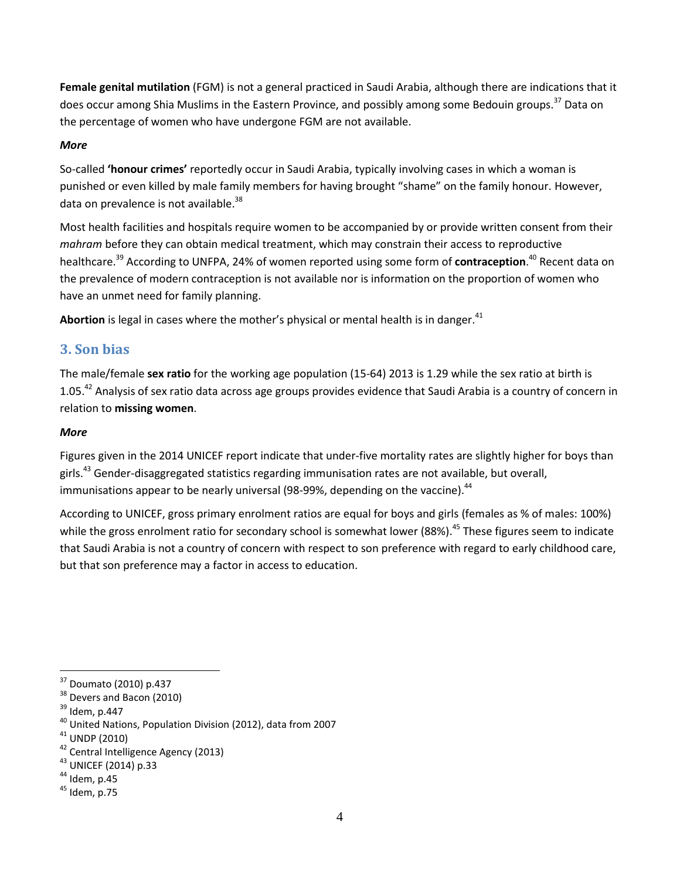**Female genital mutilation** (FGM) is not a general practiced in Saudi Arabia, although there are indications that it does occur among Shia Muslims in the Eastern Province, and possibly among some Bedouin groups.[37] Data on the percentage of women who have undergone FGM are not available.

***More***

So-called **'honour crimes'** reportedly occur in Saudi Arabia, typically involving cases in which a woman is punished or even killed by male family members for having brought "shame" on the family honour. However, data on prevalence is not available.[38]

Most health facilities and hospitals require women to be accompanied by or provide written consent from their *mahram* before they can obtain medical treatment, which may constrain their access to reproductive healthcare.[39] According to UNFPA, 24% of women reported using some form of **contraception**.[40] Recent data on the prevalence of modern contraception is not available nor is information on the proportion of women who have an unmet need for family planning.

**Abortion** is legal in cases where the mother's physical or mental health is in danger.[41]

## 3. Son bias

The male/female **sex ratio** for the working age population (15-64) 2013 is 1.29 while the sex ratio at birth is 1.05.[42] Analysis of sex ratio data across age groups provides evidence that Saudi Arabia is a country of concern in relation to **missing women**.

***More***

Figures given in the 2014 UNICEF report indicate that under-five mortality rates are slightly higher for boys than girls.[43] Gender-disaggregated statistics regarding immunisation rates are not available, but overall, immunisations appear to be nearly universal (98-99%, depending on the vaccine).[44]

According to UNICEF, gross primary enrolment ratios are equal for boys and girls (females as % of males: 100%) while the gross enrolment ratio for secondary school is somewhat lower (88%).[45] These figures seem to indicate that Saudi Arabia is not a country of concern with respect to son preference with regard to early childhood care, but that son preference may a factor in access to education.

---

[37] Doumato (2010) p.437

[38] Devers and Bacon (2010)

[39] Idem, p.447

[40] United Nations, Population Division (2012), data from 2007

[41] UNDP (2010)

[42] Central Intelligence Agency (2013)

[43] UNICEF (2014) p.33

[44] Idem, p.45

[45] Idem, p.75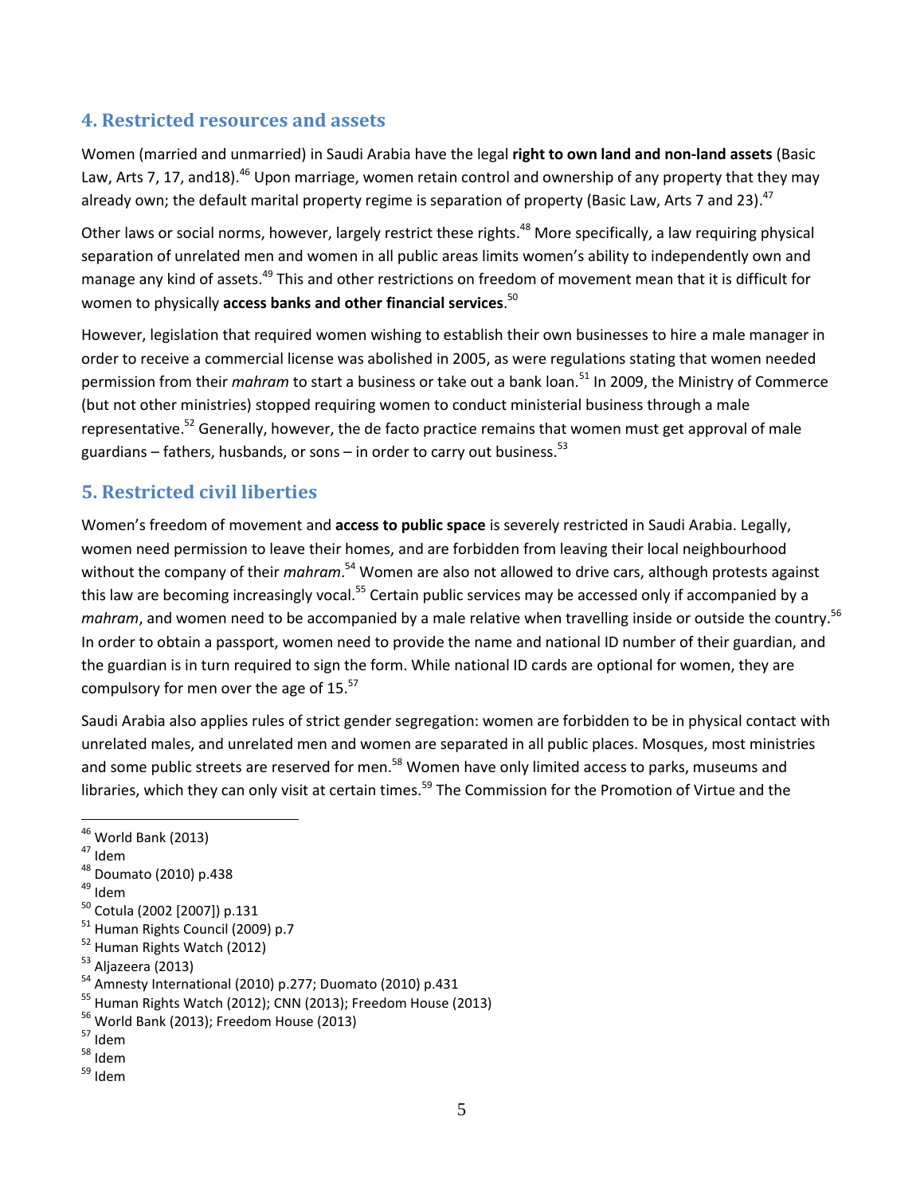## 4. Restricted resources and assets

Women (married and unmarried) in Saudi Arabia have the legal **right to own land and non-land assets** (Basic Law, Arts 7, 17, and18).[46] Upon marriage, women retain control and ownership of any property that they may already own; the default marital property regime is separation of property (Basic Law, Arts 7 and 23).[47]

Other laws or social norms, however, largely restrict these rights.[48] More specifically, a law requiring physical separation of unrelated men and women in all public areas limits women's ability to independently own and manage any kind of assets.[49] This and other restrictions on freedom of movement mean that it is difficult for women to physically **access banks and other financial services**.[50]

However, legislation that required women wishing to establish their own businesses to hire a male manager in order to receive a commercial license was abolished in 2005, as were regulations stating that women needed permission from their *mahram* to start a business or take out a bank loan.[51] In 2009, the Ministry of Commerce (but not other ministries) stopped requiring women to conduct ministerial business through a male representative.[52] Generally, however, the de facto practice remains that women must get approval of male guardians – fathers, husbands, or sons – in order to carry out business.[53]

## 5. Restricted civil liberties

Women's freedom of movement and **access to public space** is severely restricted in Saudi Arabia. Legally, women need permission to leave their homes, and are forbidden from leaving their local neighbourhood without the company of their *mahram*.[54] Women are also not allowed to drive cars, although protests against this law are becoming increasingly vocal.[55] Certain public services may be accessed only if accompanied by a *mahram*, and women need to be accompanied by a male relative when travelling inside or outside the country.[56] In order to obtain a passport, women need to provide the name and national ID number of their guardian, and the guardian is in turn required to sign the form. While national ID cards are optional for women, they are compulsory for men over the age of 15.[57]

Saudi Arabia also applies rules of strict gender segregation: women are forbidden to be in physical contact with unrelated males, and unrelated men and women are separated in all public places. Mosques, most ministries and some public streets are reserved for men.[58] Women have only limited access to parks, museums and libraries, which they can only visit at certain times.[59] The Commission for the Promotion of Virtue and the

---

[46] World Bank (2013)
[47] Idem
[48] Doumato (2010) p.438
[49] Idem
[50] Cotula (2002 [2007]) p.131
[51] Human Rights Council (2009) p.7
[52] Human Rights Watch (2012)
[53] Aljazeera (2013)
[54] Amnesty International (2010) p.277; Duomato (2010) p.431
[55] Human Rights Watch (2012); CNN (2013); Freedom House (2013)
[56] World Bank (2013); Freedom House (2013)
[57] Idem
[58] Idem
[59] Idem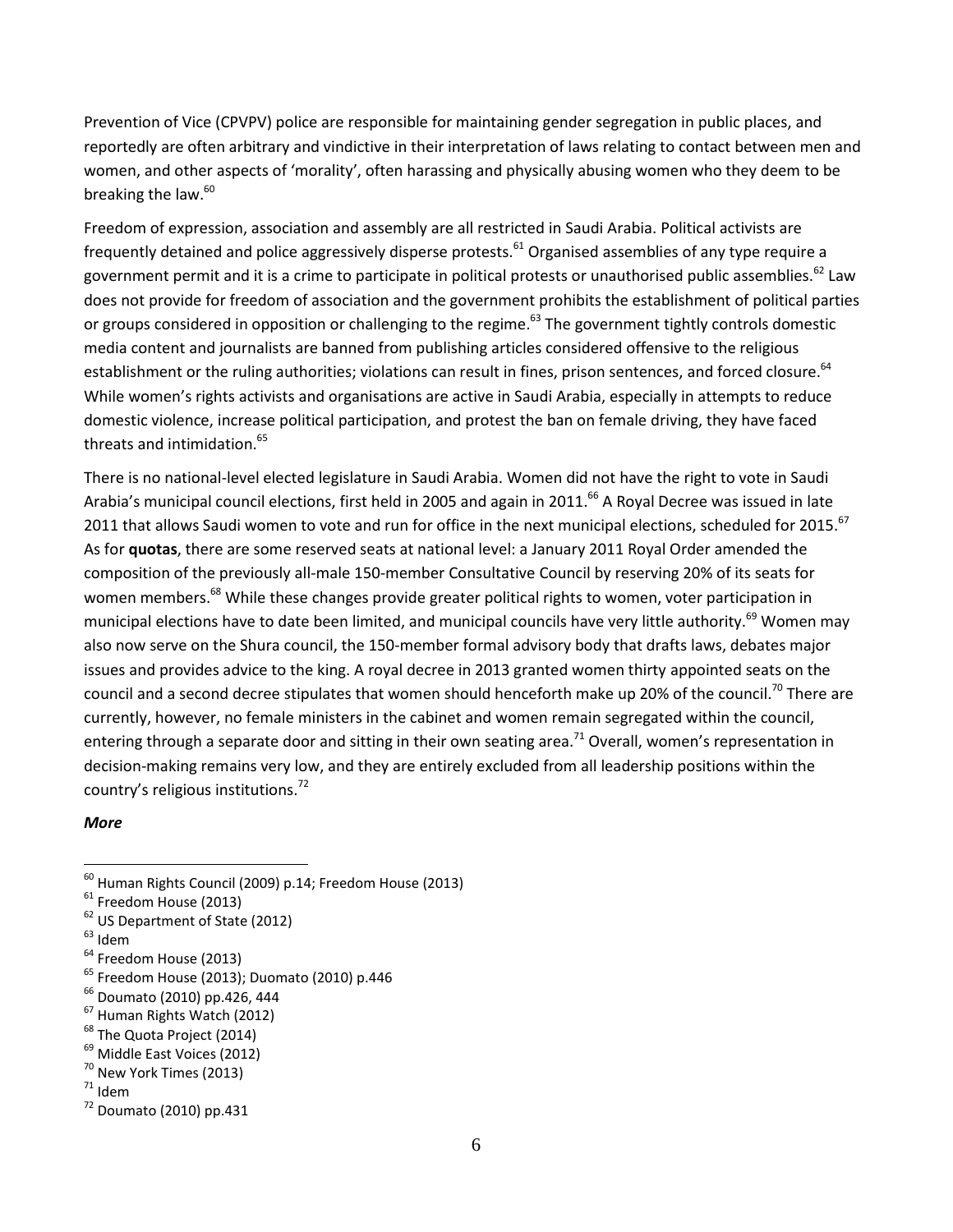Prevention of Vice (CPVPV) police are responsible for maintaining gender segregation in public places, and reportedly are often arbitrary and vindictive in their interpretation of laws relating to contact between men and women, and other aspects of 'morality', often harassing and physically abusing women who they deem to be breaking the law.[60]

Freedom of expression, association and assembly are all restricted in Saudi Arabia. Political activists are frequently detained and police aggressively disperse protests.[61] Organised assemblies of any type require a government permit and it is a crime to participate in political protests or unauthorised public assemblies.[62] Law does not provide for freedom of association and the government prohibits the establishment of political parties or groups considered in opposition or challenging to the regime.[63] The government tightly controls domestic media content and journalists are banned from publishing articles considered offensive to the religious establishment or the ruling authorities; violations can result in fines, prison sentences, and forced closure.[64] While women's rights activists and organisations are active in Saudi Arabia, especially in attempts to reduce domestic violence, increase political participation, and protest the ban on female driving, they have faced threats and intimidation.[65]

There is no national-level elected legislature in Saudi Arabia. Women did not have the right to vote in Saudi Arabia's municipal council elections, first held in 2005 and again in 2011.[66] A Royal Decree was issued in late 2011 that allows Saudi women to vote and run for office in the next municipal elections, scheduled for 2015.[67] As for **quotas**, there are some reserved seats at national level: a January 2011 Royal Order amended the composition of the previously all-male 150-member Consultative Council by reserving 20% of its seats for women members.[68] While these changes provide greater political rights to women, voter participation in municipal elections have to date been limited, and municipal councils have very little authority.[69] Women may also now serve on the Shura council, the 150-member formal advisory body that drafts laws, debates major issues and provides advice to the king. A royal decree in 2013 granted women thirty appointed seats on the council and a second decree stipulates that women should henceforth make up 20% of the council.[70] There are currently, however, no female ministers in the cabinet and women remain segregated within the council, entering through a separate door and sitting in their own seating area.[71] Overall, women's representation in decision-making remains very low, and they are entirely excluded from all leadership positions within the country's religious institutions.[72]

***More***

---

[60] Human Rights Council (2009) p.14; Freedom House (2013)
[61] Freedom House (2013)
[62] US Department of State (2012)
[63] Idem
[64] Freedom House (2013)
[65] Freedom House (2013); Duomato (2010) p.446
[66] Doumato (2010) pp.426, 444
[67] Human Rights Watch (2012)
[68] The Quota Project (2014)
[69] Middle East Voices (2012)
[70] New York Times (2013)
[71] Idem
[72] Doumato (2010) pp.431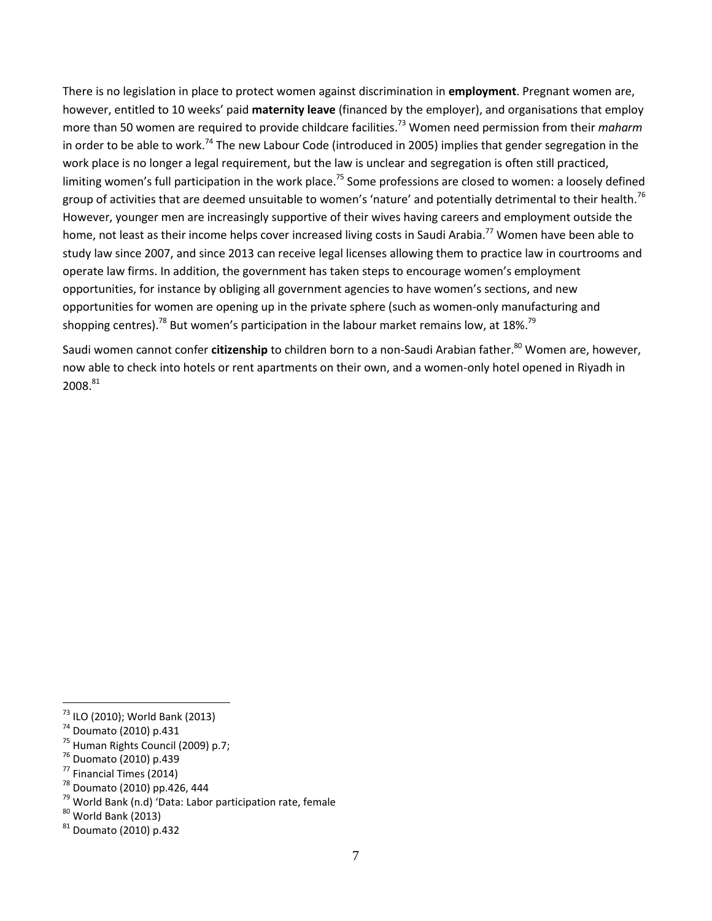There is no legislation in place to protect women against discrimination in **employment**. Pregnant women are, however, entitled to 10 weeks' paid **maternity leave** (financed by the employer), and organisations that employ more than 50 women are required to provide childcare facilities.[73] Women need permission from their *maharm* in order to be able to work.[74] The new Labour Code (introduced in 2005) implies that gender segregation in the work place is no longer a legal requirement, but the law is unclear and segregation is often still practiced, limiting women's full participation in the work place.[75] Some professions are closed to women: a loosely defined group of activities that are deemed unsuitable to women's 'nature' and potentially detrimental to their health.[76] However, younger men are increasingly supportive of their wives having careers and employment outside the home, not least as their income helps cover increased living costs in Saudi Arabia.[77] Women have been able to study law since 2007, and since 2013 can receive legal licenses allowing them to practice law in courtrooms and operate law firms. In addition, the government has taken steps to encourage women's employment opportunities, for instance by obliging all government agencies to have women's sections, and new opportunities for women are opening up in the private sphere (such as women-only manufacturing and shopping centres).[78] But women's participation in the labour market remains low, at 18%.[79]

Saudi women cannot confer **citizenship** to children born to a non-Saudi Arabian father.[80] Women are, however, now able to check into hotels or rent apartments on their own, and a women-only hotel opened in Riyadh in 2008.[81]

---

[73] ILO (2010); World Bank (2013)

[74] Doumato (2010) p.431

[75] Human Rights Council (2009) p.7;

[76] Duomato (2010) p.439

[77] Financial Times (2014)

[78] Doumato (2010) pp.426, 444

[79] World Bank (n.d) 'Data: Labor participation rate, female

[80] World Bank (2013)

[81] Doumato (2010) p.432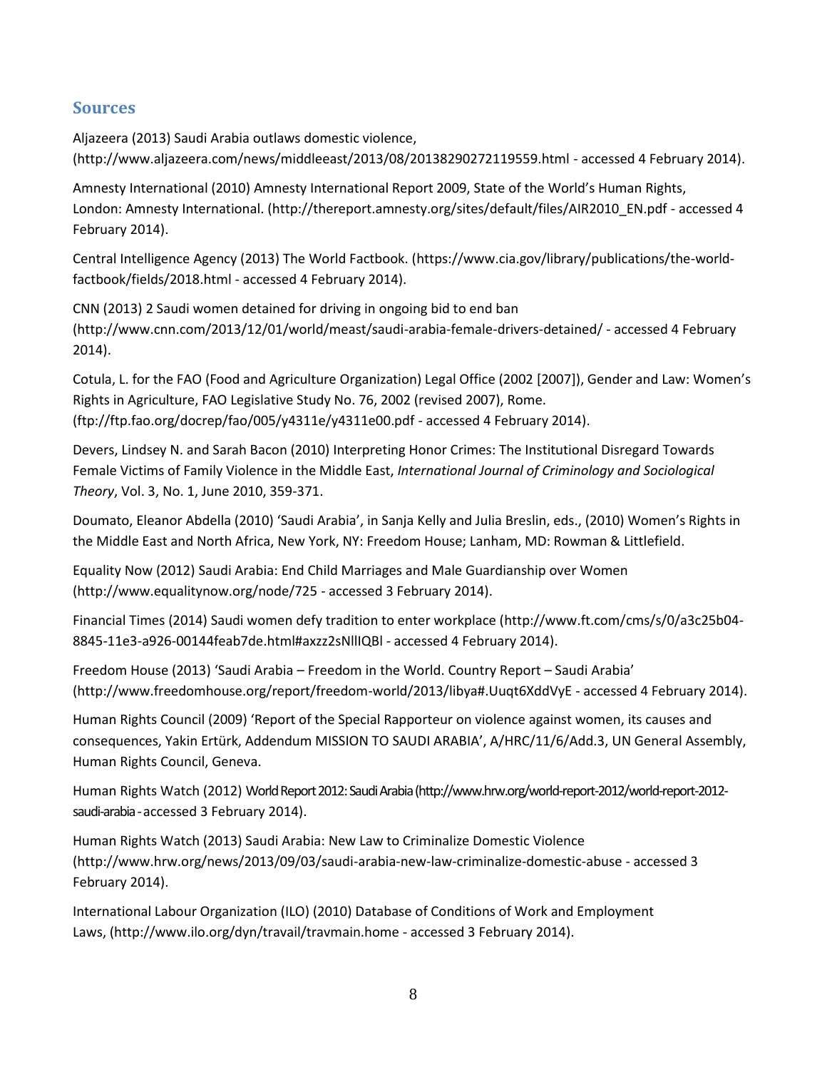## Sources

Aljazeera (2013) Saudi Arabia outlaws domestic violence, (http://www.aljazeera.com/news/middleeast/2013/08/20138290272119559.html - accessed 4 February 2014).

Amnesty International (2010) Amnesty International Report 2009, State of the World's Human Rights, London: Amnesty International. (http://thereport.amnesty.org/sites/default/files/AIR2010_EN.pdf - accessed 4 February 2014).

Central Intelligence Agency (2013) The World Factbook. (https://www.cia.gov/library/publications/the-world-factbook/fields/2018.html - accessed 4 February 2014).

CNN (2013) 2 Saudi women detained for driving in ongoing bid to end ban (http://www.cnn.com/2013/12/01/world/meast/saudi-arabia-female-drivers-detained/ - accessed 4 February 2014).

Cotula, L. for the FAO (Food and Agriculture Organization) Legal Office (2002 [2007]), Gender and Law: Women's Rights in Agriculture, FAO Legislative Study No. 76, 2002 (revised 2007), Rome. (ftp://ftp.fao.org/docrep/fao/005/y4311e/y4311e00.pdf - accessed 4 February 2014).

Devers, Lindsey N. and Sarah Bacon (2010) Interpreting Honor Crimes: The Institutional Disregard Towards Female Victims of Family Violence in the Middle East, *International Journal of Criminology and Sociological Theory*, Vol. 3, No. 1, June 2010, 359-371.

Doumato, Eleanor Abdella (2010) 'Saudi Arabia', in Sanja Kelly and Julia Breslin, eds., (2010) Women's Rights in the Middle East and North Africa, New York, NY: Freedom House; Lanham, MD: Rowman & Littlefield.

Equality Now (2012) Saudi Arabia: End Child Marriages and Male Guardianship over Women (http://www.equalitynow.org/node/725 - accessed 3 February 2014).

Financial Times (2014) Saudi women defy tradition to enter workplace (http://www.ft.com/cms/s/0/a3c25b04-8845-11e3-a926-00144feab7de.html#axzz2sNllIQBl - accessed 4 February 2014).

Freedom House (2013) 'Saudi Arabia – Freedom in the World. Country Report – Saudi Arabia' (http://www.freedomhouse.org/report/freedom-world/2013/libya#.Uuqt6XddVyE - accessed 4 February 2014).

Human Rights Council (2009) 'Report of the Special Rapporteur on violence against women, its causes and consequences, Yakin Ertürk, Addendum MISSION TO SAUDI ARABIA', A/HRC/11/6/Add.3, UN General Assembly, Human Rights Council, Geneva.

Human Rights Watch (2012) World Report 2012: Saudi Arabia (http://www.hrw.org/world-report-2012/world-report-2012-saudi-arabia - accessed 3 February 2014).

Human Rights Watch (2013) Saudi Arabia: New Law to Criminalize Domestic Violence (http://www.hrw.org/news/2013/09/03/saudi-arabia-new-law-criminalize-domestic-abuse - accessed 3 February 2014).

International Labour Organization (ILO) (2010) Database of Conditions of Work and Employment Laws, (http://www.ilo.org/dyn/travail/travmain.home - accessed 3 February 2014).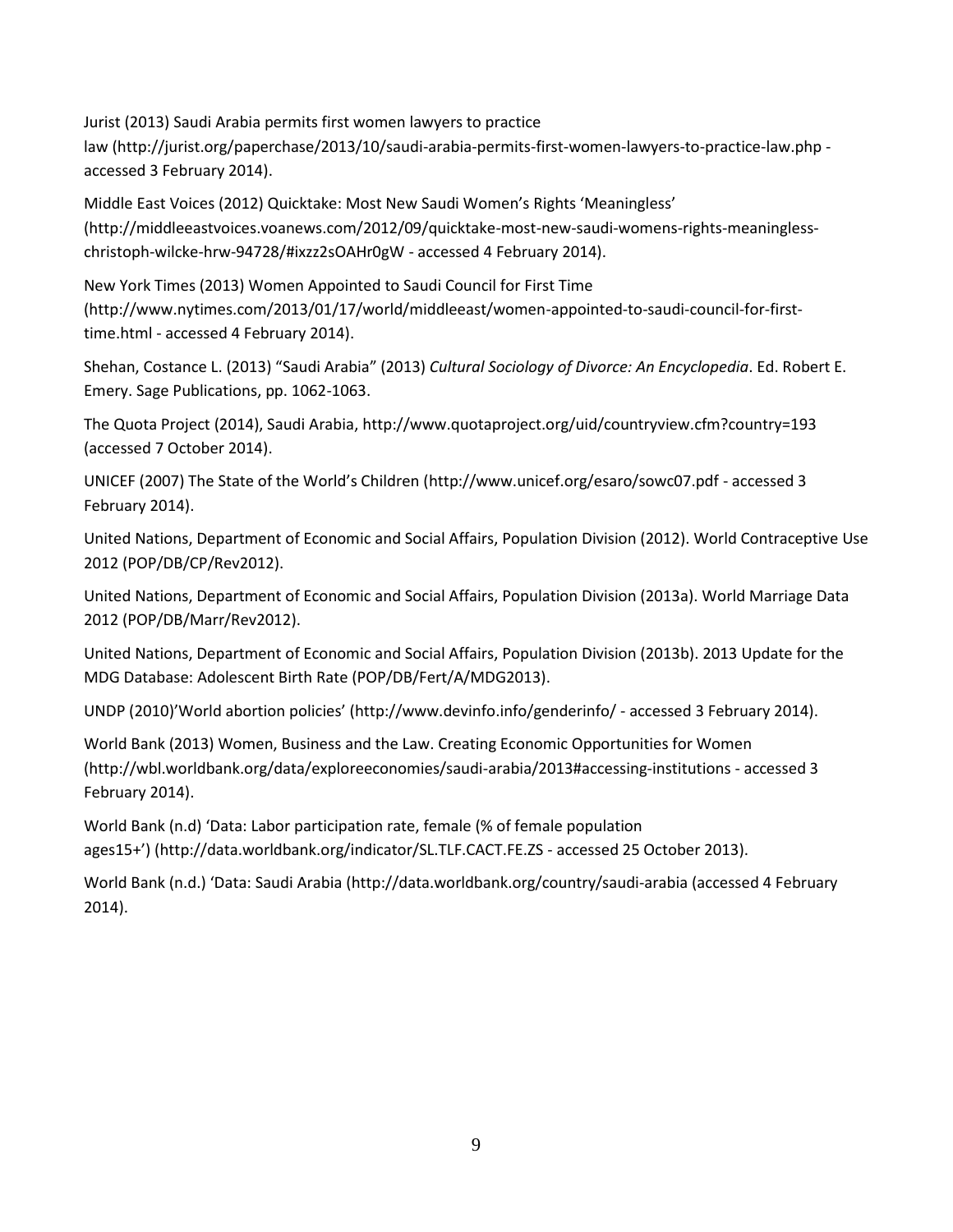Jurist (2013) Saudi Arabia permits first women lawyers to practice law (http://jurist.org/paperchase/2013/10/saudi-arabia-permits-first-women-lawyers-to-practice-law.php - accessed 3 February 2014).

Middle East Voices (2012) Quicktake: Most New Saudi Women's Rights 'Meaningless' (http://middleeastvoices.voanews.com/2012/09/quicktake-most-new-saudi-womens-rights-meaningless-christoph-wilcke-hrw-94728/#ixzz2sOAHr0gW - accessed 4 February 2014).

New York Times (2013) Women Appointed to Saudi Council for First Time (http://www.nytimes.com/2013/01/17/world/middleeast/women-appointed-to-saudi-council-for-first-time.html - accessed 4 February 2014).

Shehan, Costance L. (2013) "Saudi Arabia" (2013) *Cultural Sociology of Divorce: An Encyclopedia*. Ed. Robert E. Emery. Sage Publications, pp. 1062-1063.

The Quota Project (2014), Saudi Arabia, http://www.quotaproject.org/uid/countryview.cfm?country=193 (accessed 7 October 2014).

UNICEF (2007) The State of the World's Children (http://www.unicef.org/esaro/sowc07.pdf - accessed 3 February 2014).

United Nations, Department of Economic and Social Affairs, Population Division (2012). World Contraceptive Use 2012 (POP/DB/CP/Rev2012).

United Nations, Department of Economic and Social Affairs, Population Division (2013a). World Marriage Data 2012 (POP/DB/Marr/Rev2012).

United Nations, Department of Economic and Social Affairs, Population Division (2013b). 2013 Update for the MDG Database: Adolescent Birth Rate (POP/DB/Fert/A/MDG2013).

UNDP (2010)'World abortion policies' (http://www.devinfo.info/genderinfo/ - accessed 3 February 2014).

World Bank (2013) Women, Business and the Law. Creating Economic Opportunities for Women (http://wbl.worldbank.org/data/exploreeconomies/saudi-arabia/2013#accessing-institutions - accessed 3 February 2014).

World Bank (n.d) 'Data: Labor participation rate, female (% of female population ages15+') (http://data.worldbank.org/indicator/SL.TLF.CACT.FE.ZS - accessed 25 October 2013).

World Bank (n.d.) 'Data: Saudi Arabia (http://data.worldbank.org/country/saudi-arabia (accessed 4 February 2014).